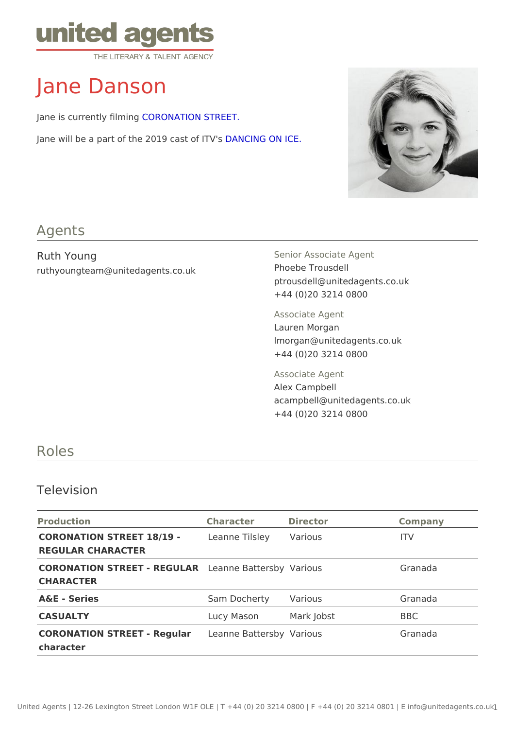united agents
THE LITERARY & TALENT AGENCY

# Jane Danson

Jane is currently filming CORONATION STREET.

Jane will be a part of the 2019 cast of ITV's DANCING ON ICE.

## Agents

Ruth Young
ruthyoungteam@unitedagents.co.uk

Senior Associate Agent
Phoebe Trousdell
ptrousdell@unitedagents.co.uk
+44 (0)20 3214 0800

Associate Agent
Lauren Morgan
lmorgan@unitedagents.co.uk
+44 (0)20 3214 0800

Associate Agent
Alex Campbell
acampbell@unitedagents.co.uk
+44 (0)20 3214 0800

## Roles

### Television

| Production | Character | Director | Company |
|---|---|---|---|
| **CORONATION STREET 18/19 - REGULAR CHARACTER** | Leanne Tilsley | Various | ITV |
| **CORONATION STREET - REGULAR CHARACTER** | Leanne Battersby | Various | Granada |
| **A&E - Series** | Sam Docherty | Various | Granada |
| **CASUALTY** | Lucy Mason | Mark Jobst | BBC |
| **CORONATION STREET - Regular character** | Leanne Battersby | Various | Granada |

United Agents | 12-26 Lexington Street London W1F OLE | T +44 (0) 20 3214 0800 | F +44 (0) 20 3214 0801 | E info@unitedagents.co.uk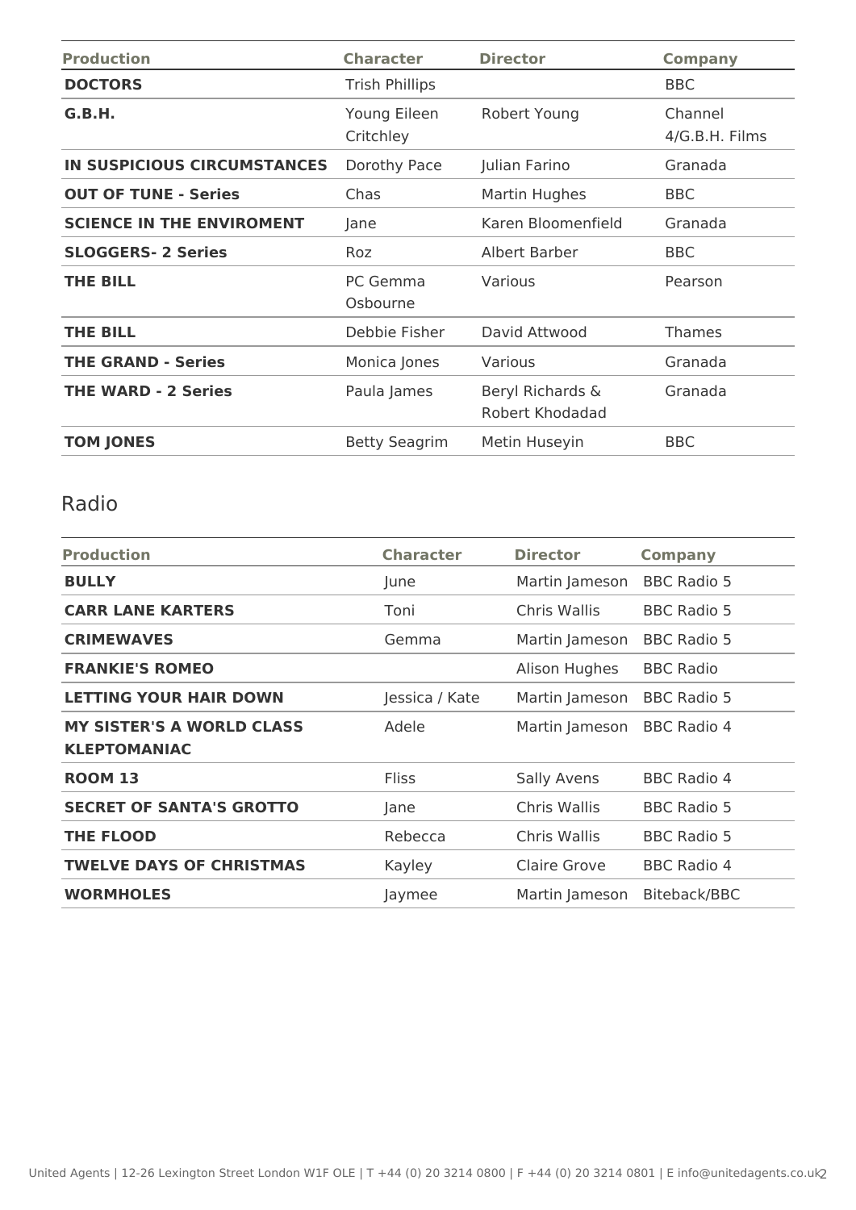| Production | Character | Director | Company |
|---|---|---|---|
| **DOCTORS** | Trish Phillips | | BBC |
| **G.B.H.** | Young Eileen Critchley | Robert Young | Channel 4/G.B.H. Films |
| **IN SUSPICIOUS CIRCUMSTANCES** | Dorothy Pace | Julian Farino | Granada |
| **OUT OF TUNE - Series** | Chas | Martin Hughes | BBC |
| **SCIENCE IN THE ENVIROMENT** | Jane | Karen Bloomenfield | Granada |
| **SLOGGERS- 2 Series** | Roz | Albert Barber | BBC |
| **THE BILL** | PC Gemma Osbourne | Various | Pearson |
| **THE BILL** | Debbie Fisher | David Attwood | Thames |
| **THE GRAND - Series** | Monica Jones | Various | Granada |
| **THE WARD - 2 Series** | Paula James | Beryl Richards & Robert Khodadad | Granada |
| **TOM JONES** | Betty Seagrim | Metin Huseyin | BBC |

## Radio

| Production | Character | Director | Company |
|---|---|---|---|
| **BULLY** | June | Martin Jameson | BBC Radio 5 |
| **CARR LANE KARTERS** | Toni | Chris Wallis | BBC Radio 5 |
| **CRIMEWAVES** | Gemma | Martin Jameson | BBC Radio 5 |
| **FRANKIE'S ROMEO** | | Alison Hughes | BBC Radio |
| **LETTING YOUR HAIR DOWN** | Jessica / Kate | Martin Jameson | BBC Radio 5 |
| **MY SISTER'S A WORLD CLASS KLEPTOMANIAC** | Adele | Martin Jameson | BBC Radio 4 |
| **ROOM 13** | Fliss | Sally Avens | BBC Radio 4 |
| **SECRET OF SANTA'S GROTTO** | Jane | Chris Wallis | BBC Radio 5 |
| **THE FLOOD** | Rebecca | Chris Wallis | BBC Radio 5 |
| **TWELVE DAYS OF CHRISTMAS** | Kayley | Claire Grove | BBC Radio 4 |
| **WORMHOLES** | Jaymee | Martin Jameson | Biteback/BBC |